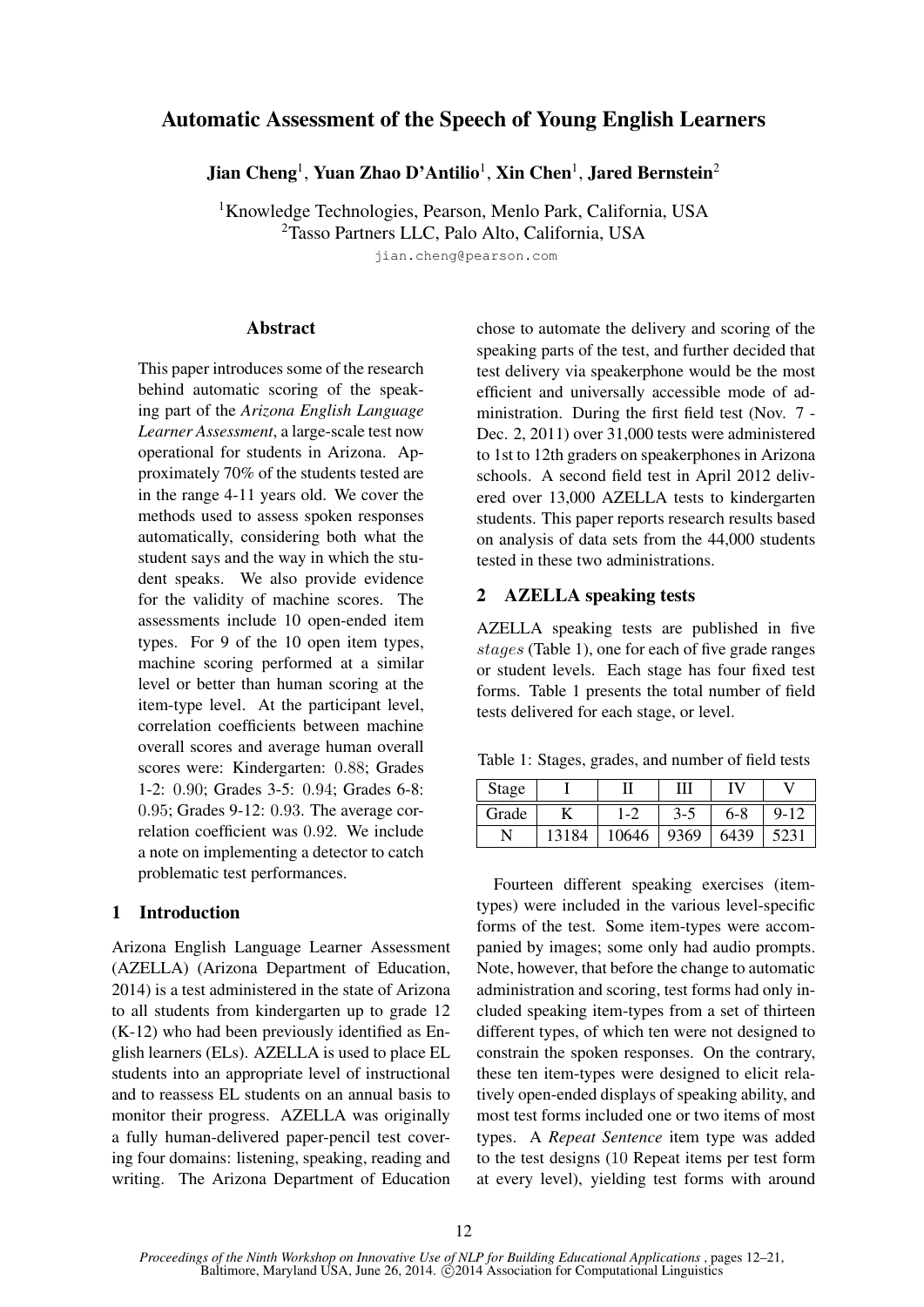# Automatic Assessment of the Speech of Young English Learners

**Jian Cheng**[1], **Yuan Zhao D'Antilio**[1], **Xin Chen**[1], **Jared Bernstein**[2]

[1]Knowledge Technologies, Pearson, Menlo Park, California, USA
[2]Tasso Partners LLC, Palo Alto, California, USA

jian.cheng@pearson.com

## Abstract

This paper introduces some of the research behind automatic scoring of the speaking part of the *Arizona English Language Learner Assessment*, a large-scale test now operational for students in Arizona. Approximately 70% of the students tested are in the range 4-11 years old. We cover the methods used to assess spoken responses automatically, considering both what the student says and the way in which the student speaks. We also provide evidence for the validity of machine scores. The assessments include 10 open-ended item types. For 9 of the 10 open item types, machine scoring performed at a similar level or better than human scoring at the item-type level. At the participant level, correlation coefficients between machine overall scores and average human overall scores were: Kindergarten: $0.88$; Grades 1-2: $0.90$; Grades 3-5: $0.94$; Grades 6-8: $0.95$; Grades 9-12: $0.93$. The average correlation coefficient was $0.92$. We include a note on implementing a detector to catch problematic test performances.

## 1 Introduction

Arizona English Language Learner Assessment (AZELLA) (Arizona Department of Education, 2014) is a test administered in the state of Arizona to all students from kindergarten up to grade 12 (K-12) who had been previously identified as English learners (ELs). AZELLA is used to place EL students into an appropriate level of instructional and to reassess EL students on an annual basis to monitor their progress. AZELLA was originally a fully human-delivered paper-pencil test covering four domains: listening, speaking, reading and writing. The Arizona Department of Education chose to automate the delivery and scoring of the speaking parts of the test, and further decided that test delivery via speakerphone would be the most efficient and universally accessible mode of administration. During the first field test (Nov. 7 - Dec. 2, 2011) over 31,000 tests were administered to 1st to 12th graders on speakerphones in Arizona schools. A second field test in April 2012 delivered over 13,000 AZELLA tests to kindergarten students. This paper reports research results based on analysis of data sets from the 44,000 students tested in these two administrations.

## 2 AZELLA speaking tests

AZELLA speaking tests are published in five *stages* (Table 1), one for each of five grade ranges or student levels. Each stage has four fixed test forms. Table 1 presents the total number of field tests delivered for each stage, or level.

Table 1: Stages, grades, and number of field tests

| Stage | I | II | III | IV | V |
|---|---|---|---|---|---|
| Grade | K | 1-2 | 3-5 | 6-8 | 9-12 |
| N | 13184 | 10646 | 9369 | 6439 | 5231 |

Fourteen different speaking exercises (item-types) were included in the various level-specific forms of the test. Some item-types were accompanied by images; some only had audio prompts. Note, however, that before the change to automatic administration and scoring, test forms had only included speaking item-types from a set of thirteen different types, of which ten were not designed to constrain the spoken responses. On the contrary, these ten item-types were designed to elicit relatively open-ended displays of speaking ability, and most test forms included one or two items of most types. A *Repeat Sentence* item type was added to the test designs (10 Repeat items per test form at every level), yielding test forms with around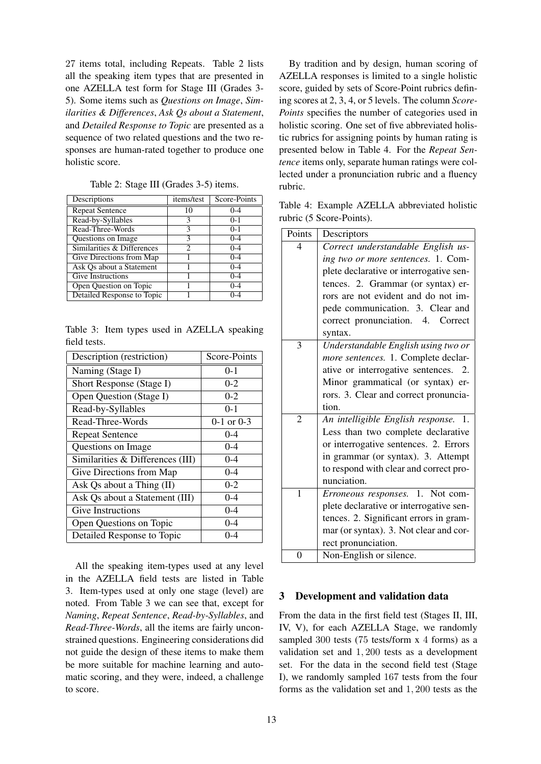27 items total, including Repeats. Table 2 lists all the speaking item types that are presented in one AZELLA test form for Stage III (Grades 3-5). Some items such as *Questions on Image*, *Similarities & Differences*, *Ask Qs about a Statement*, and *Detailed Response to Topic* are presented as a sequence of two related questions and the two responses are human-rated together to produce one holistic score.

Table 2: Stage III (Grades 3-5) items.

| Descriptions | items/test | Score-Points |
|---|---|---|
| Repeat Sentence | 10 | 0-4 |
| Read-by-Syllables | 3 | 0-1 |
| Read-Three-Words | 3 | 0-1 |
| Questions on Image | 3 | 0-4 |
| Similarities & Differences | 2 | 0-4 |
| Give Directions from Map | 1 | 0-4 |
| Ask Qs about a Statement | 1 | 0-4 |
| Give Instructions | 1 | 0-4 |
| Open Question on Topic | 1 | 0-4 |
| Detailed Response to Topic | 1 | 0-4 |

Table 3: Item types used in AZELLA speaking field tests.

| Description (restriction) | Score-Points |
|---|---|
| Naming (Stage I) | 0-1 |
| Short Response (Stage I) | 0-2 |
| Open Question (Stage I) | 0-2 |
| Read-by-Syllables | 0-1 |
| Read-Three-Words | 0-1 or 0-3 |
| Repeat Sentence | 0-4 |
| Questions on Image | 0-4 |
| Similarities & Differences (III) | 0-4 |
| Give Directions from Map | 0-4 |
| Ask Qs about a Thing (II) | 0-2 |
| Ask Qs about a Statement (III) | 0-4 |
| Give Instructions | 0-4 |
| Open Questions on Topic | 0-4 |
| Detailed Response to Topic | 0-4 |

All the speaking item-types used at any level in the AZELLA field tests are listed in Table 3. Item-types used at only one stage (level) are noted. From Table 3 we can see that, except for *Naming*, *Repeat Sentence*, *Read-by-Syllables*, and *Read-Three-Words*, all the items are fairly unconstrained questions. Engineering considerations did not guide the design of these items to make them be more suitable for machine learning and automatic scoring, and they were, indeed, a challenge to score.

By tradition and by design, human scoring of AZELLA responses is limited to a single holistic score, guided by sets of Score-Point rubrics defining scores at 2, 3, 4, or 5 levels. The column *Score-Points* specifies the number of categories used in holistic scoring. One set of five abbreviated holistic rubrics for assigning points by human rating is presented below in Table 4. For the *Repeat Sentence* items only, separate human ratings were collected under a pronunciation rubric and a fluency rubric.

Table 4: Example AZELLA abbreviated holistic rubric (5 Score-Points).

| Points | Descriptors |
|---|---|
| 4 | *Correct understandable English using two or more sentences.* 1. Complete declarative or interrogative sentences. 2. Grammar (or syntax) errors are not evident and do not impede communication. 3. Clear and correct pronunciation. 4. Correct syntax. |
| 3 | *Understandable English using two or more sentences.* 1. Complete declarative or interrogative sentences. 2. Minor grammatical (or syntax) errors. 3. Clear and correct pronunciation. |
| 2 | *An intelligible English response.* 1. Less than two complete declarative or interrogative sentences. 2. Errors in grammar (or syntax). 3. Attempt to respond with clear and correct pronunciation. |
| 1 | *Erroneous responses.* 1. Not complete declarative or interrogative sentences. 2. Significant errors in grammar (or syntax). 3. Not clear and correct pronunciation. |
| 0 | Non-English or silence. |

## 3 Development and validation data

From the data in the first field test (Stages II, III, IV, V), for each AZELLA Stage, we randomly sampled 300 tests (75 tests/form x 4 forms) as a validation set and 1,200 tests as a development set. For the data in the second field test (Stage I), we randomly sampled 167 tests from the four forms as the validation set and 1,200 tests as the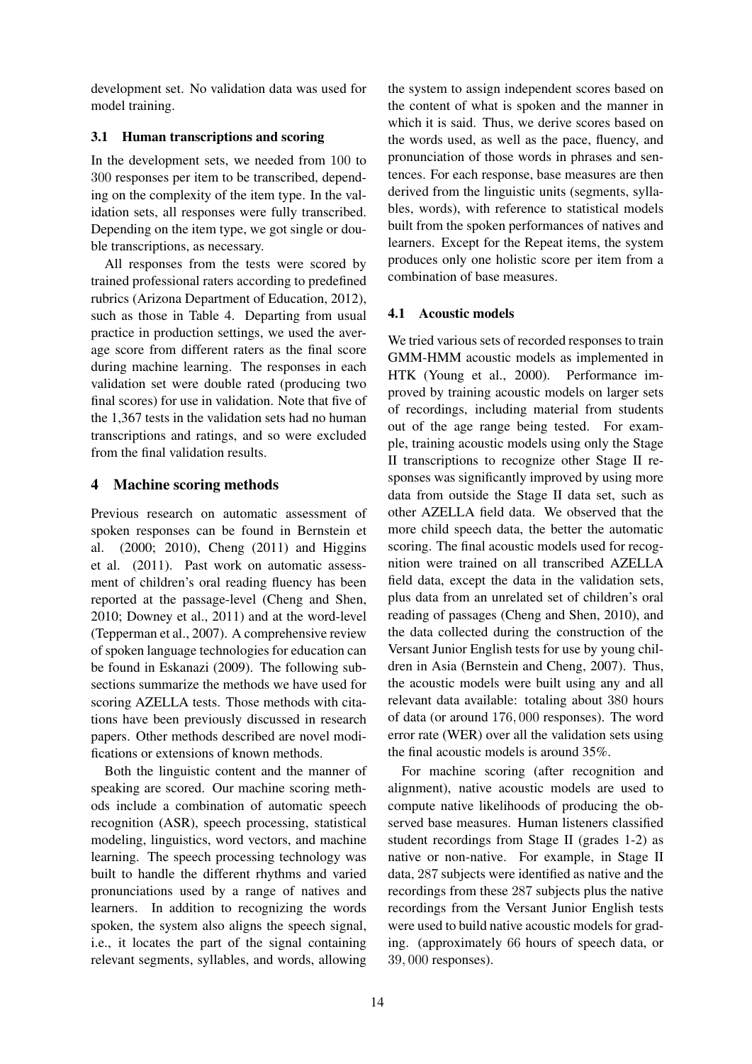development set. No validation data was used for model training.

### 3.1 Human transcriptions and scoring

In the development sets, we needed from 100 to 300 responses per item to be transcribed, depending on the complexity of the item type. In the validation sets, all responses were fully transcribed. Depending on the item type, we got single or double transcriptions, as necessary.

All responses from the tests were scored by trained professional raters according to predefined rubrics (Arizona Department of Education, 2012), such as those in Table 4. Departing from usual practice in production settings, we used the average score from different raters as the final score during machine learning. The responses in each validation set were double rated (producing two final scores) for use in validation. Note that five of the 1,367 tests in the validation sets had no human transcriptions and ratings, and so were excluded from the final validation results.

## 4 Machine scoring methods

Previous research on automatic assessment of spoken responses can be found in Bernstein et al. (2000; 2010), Cheng (2011) and Higgins et al. (2011). Past work on automatic assessment of children's oral reading fluency has been reported at the passage-level (Cheng and Shen, 2010; Downey et al., 2011) and at the word-level (Tepperman et al., 2007). A comprehensive review of spoken language technologies for education can be found in Eskanazi (2009). The following subsections summarize the methods we have used for scoring AZELLA tests. Those methods with citations have been previously discussed in research papers. Other methods described are novel modifications or extensions of known methods.

Both the linguistic content and the manner of speaking are scored. Our machine scoring methods include a combination of automatic speech recognition (ASR), speech processing, statistical modeling, linguistics, word vectors, and machine learning. The speech processing technology was built to handle the different rhythms and varied pronunciations used by a range of natives and learners. In addition to recognizing the words spoken, the system also aligns the speech signal, i.e., it locates the part of the signal containing relevant segments, syllables, and words, allowing the system to assign independent scores based on the content of what is spoken and the manner in which it is said. Thus, we derive scores based on the words used, as well as the pace, fluency, and pronunciation of those words in phrases and sentences. For each response, base measures are then derived from the linguistic units (segments, syllables, words), with reference to statistical models built from the spoken performances of natives and learners. Except for the Repeat items, the system produces only one holistic score per item from a combination of base measures.

### 4.1 Acoustic models

We tried various sets of recorded responses to train GMM-HMM acoustic models as implemented in HTK (Young et al., 2000). Performance improved by training acoustic models on larger sets of recordings, including material from students out of the age range being tested. For example, training acoustic models using only the Stage II transcriptions to recognize other Stage II responses was significantly improved by using more data from outside the Stage II data set, such as other AZELLA field data. We observed that the more child speech data, the better the automatic scoring. The final acoustic models used for recognition were trained on all transcribed AZELLA field data, except the data in the validation sets, plus data from an unrelated set of children's oral reading of passages (Cheng and Shen, 2010), and the data collected during the construction of the Versant Junior English tests for use by young children in Asia (Bernstein and Cheng, 2007). Thus, the acoustic models were built using any and all relevant data available: totaling about 380 hours of data (or around 176,000 responses). The word error rate (WER) over all the validation sets using the final acoustic models is around 35%.

For machine scoring (after recognition and alignment), native acoustic models are used to compute native likelihoods of producing the observed base measures. Human listeners classified student recordings from Stage II (grades 1-2) as native or non-native. For example, in Stage II data, 287 subjects were identified as native and the recordings from these 287 subjects plus the native recordings from the Versant Junior English tests were used to build native acoustic models for grading. (approximately 66 hours of speech data, or 39,000 responses).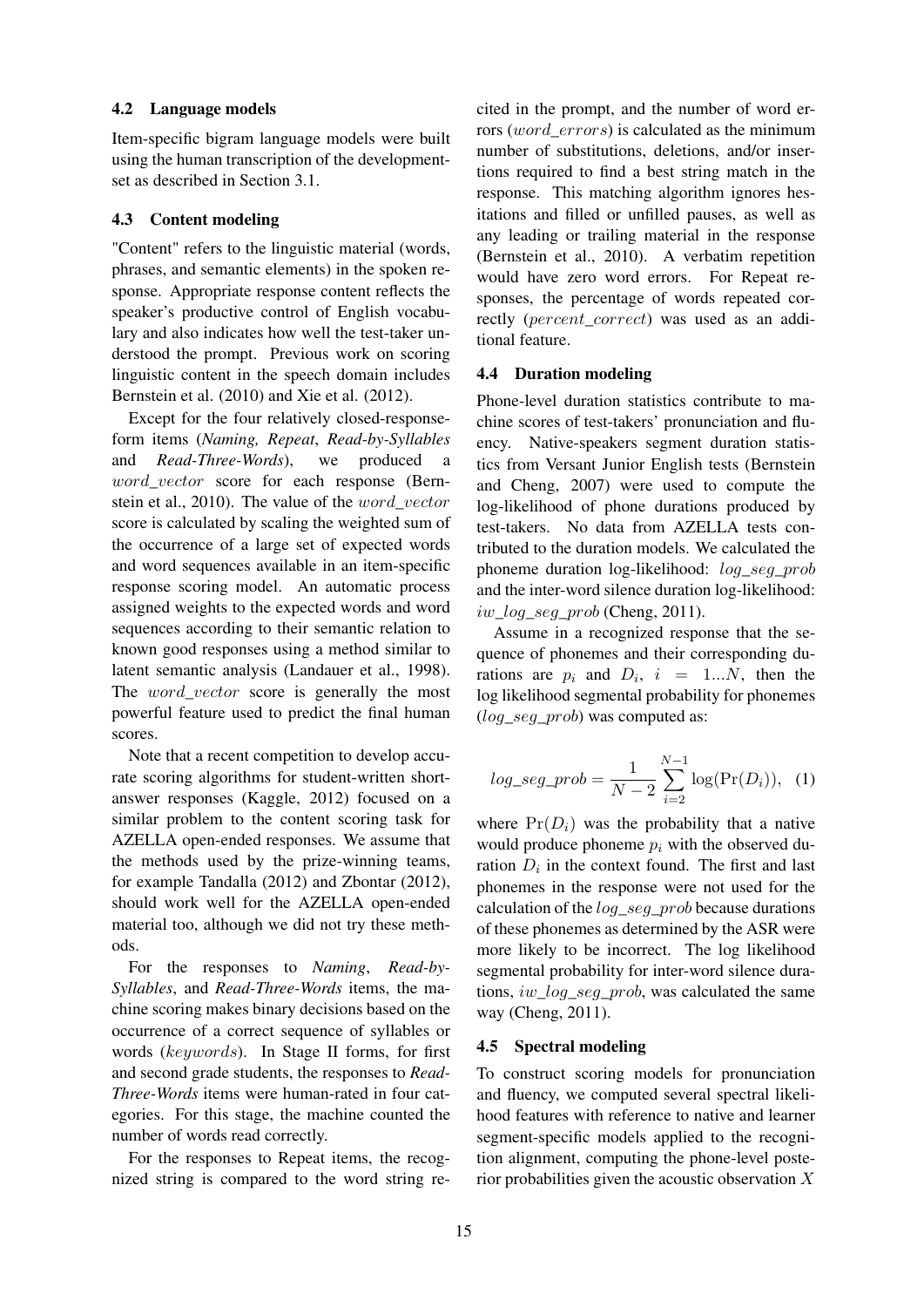### 4.2 Language models

Item-specific bigram language models were built using the human transcription of the development-set as described in Section 3.1.

### 4.3 Content modeling

"Content" refers to the linguistic material (words, phrases, and semantic elements) in the spoken response. Appropriate response content reflects the speaker's productive control of English vocabulary and also indicates how well the test-taker understood the prompt. Previous work on scoring linguistic content in the speech domain includes Bernstein et al. (2010) and Xie et al. (2012).

Except for the four relatively closed-response-form items (*Naming, Repeat*, *Read-by-Syllables* and *Read-Three-Words*), we produced a $word\_vector$ score for each response (Bernstein et al., 2010). The value of the $word\_vector$ score is calculated by scaling the weighted sum of the occurrence of a large set of expected words and word sequences available in an item-specific response scoring model. An automatic process assigned weights to the expected words and word sequences according to their semantic relation to known good responses using a method similar to latent semantic analysis (Landauer et al., 1998). The $word\_vector$ score is generally the most powerful feature used to predict the final human scores.

Note that a recent competition to develop accurate scoring algorithms for student-written short-answer responses (Kaggle, 2012) focused on a similar problem to the content scoring task for AZELLA open-ended responses. We assume that the methods used by the prize-winning teams, for example Tandalla (2012) and Zbontar (2012), should work well for the AZELLA open-ended material too, although we did not try these methods.

For the responses to *Naming*, *Read-by-Syllables*, and *Read-Three-Words* items, the machine scoring makes binary decisions based on the occurrence of a correct sequence of syllables or words ($keywords$). In Stage II forms, for first and second grade students, the responses to *Read-Three-Words* items were human-rated in four categories. For this stage, the machine counted the number of words read correctly.

For the responses to Repeat items, the recognized string is compared to the word string recited in the prompt, and the number of word errors ($word\_errors$) is calculated as the minimum number of substitutions, deletions, and/or insertions required to find a best string match in the response. This matching algorithm ignores hesitations and filled or unfilled pauses, as well as any leading or trailing material in the response (Bernstein et al., 2010). A verbatim repetition would have zero word errors. For Repeat responses, the percentage of words repeated correctly ($percent\_correct$) was used as an additional feature.

### 4.4 Duration modeling

Phone-level duration statistics contribute to machine scores of test-takers' pronunciation and fluency. Native-speakers segment duration statistics from Versant Junior English tests (Bernstein and Cheng, 2007) were used to compute the log-likelihood of phone durations produced by test-takers. No data from AZELLA tests contributed to the duration models. We calculated the phoneme duration log-likelihood: $log\_seg\_prob$ and the inter-word silence duration log-likelihood: $iw\_log\_seg\_prob$ (Cheng, 2011).

Assume in a recognized response that the sequence of phonemes and their corresponding durations are $p_i$ and $D_i$, $i = 1...N$, then the log likelihood segmental probability for phonemes ($log\_seg\_prob$) was computed as:

$$log\_seg\_prob = \frac{1}{N-2}\sum_{i=2}^{N-1}\log(\Pr(D_i)), \quad (1)$$

where $\Pr(D_i)$ was the probability that a native would produce phoneme $p_i$ with the observed duration $D_i$ in the context found. The first and last phonemes in the response were not used for the calculation of the $log\_seg\_prob$ because durations of these phonemes as determined by the ASR were more likely to be incorrect. The log likelihood segmental probability for inter-word silence durations, $iw\_log\_seg\_prob$, was calculated the same way (Cheng, 2011).

### 4.5 Spectral modeling

To construct scoring models for pronunciation and fluency, we computed several spectral likelihood features with reference to native and learner segment-specific models applied to the recognition alignment, computing the phone-level posterior probabilities given the acoustic observation $X$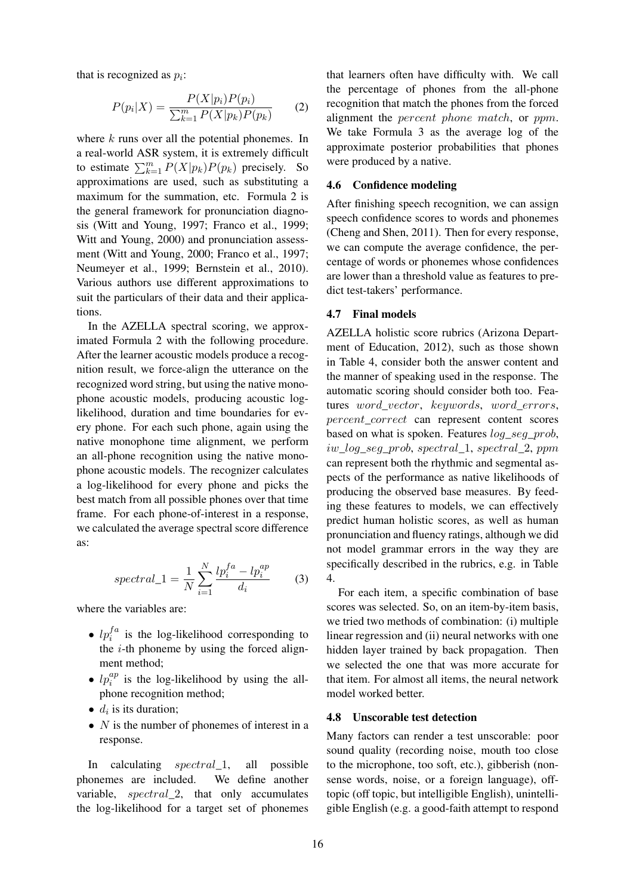that is recognized as $p_i$:

$$P(p_i|X) = \frac{P(X|p_i)P(p_i)}{\sum_{k=1}^{m} P(X|p_k)P(p_k)} \qquad (2)$$

where $k$ runs over all the potential phonemes. In a real-world ASR system, it is extremely difficult to estimate $\sum_{k=1}^{m} P(X|p_k)P(p_k)$ precisely. So approximations are used, such as substituting a maximum for the summation, etc. Formula 2 is the general framework for pronunciation diagnosis (Witt and Young, 1997; Franco et al., 1999; Witt and Young, 2000) and pronunciation assessment (Witt and Young, 2000; Franco et al., 1997; Neumeyer et al., 1999; Bernstein et al., 2010). Various authors use different approximations to suit the particulars of their data and their applications.

In the AZELLA spectral scoring, we approximated Formula 2 with the following procedure. After the learner acoustic models produce a recognition result, we force-align the utterance on the recognized word string, but using the native monophone acoustic models, producing acoustic log-likelihood, duration and time boundaries for every phone. For each such phone, again using the native monophone time alignment, we perform an all-phone recognition using the native monophone acoustic models. The recognizer calculates a log-likelihood for every phone and picks the best match from all possible phones over that time frame. For each phone-of-interest in a response, we calculated the average spectral score difference as:

$$spectral\_1 = \frac{1}{N} \sum_{i=1}^{N} \frac{lp_i^{fa} - lp_i^{ap}}{d_i} \qquad (3)$$

where the variables are:

- $lp_i^{fa}$ is the log-likelihood corresponding to the $i$-th phoneme by using the forced alignment method;
- $lp_i^{ap}$ is the log-likelihood by using the all-phone recognition method;
- $d_i$ is its duration;
- $N$ is the number of phonemes of interest in a response.

In calculating $spectral\_1$, all possible phonemes are included. We define another variable, $spectral\_2$, that only accumulates the log-likelihood for a target set of phonemes that learners often have difficulty with. We call the percentage of phones from the all-phone recognition that match the phones from the forced alignment the *percent phone match*, or *ppm*. We take Formula 3 as the average log of the approximate posterior probabilities that phones were produced by a native.

### 4.6 Confidence modeling

After finishing speech recognition, we can assign speech confidence scores to words and phonemes (Cheng and Shen, 2011). Then for every response, we can compute the average confidence, the percentage of words or phonemes whose confidences are lower than a threshold value as features to predict test-takers' performance.

### 4.7 Final models

AZELLA holistic score rubrics (Arizona Department of Education, 2012), such as those shown in Table 4, consider both the answer content and the manner of speaking used in the response. The automatic scoring should consider both too. Features *word_vector*, *keywords*, *word_errors*, *percent_correct* can represent content scores based on what is spoken. Features *log_seg_prob*, *iw_log_seg_prob*, *spectral_1*, *spectral_2*, *ppm* can represent both the rhythmic and segmental aspects of the performance as native likelihoods of producing the observed base measures. By feeding these features to models, we can effectively predict human holistic scores, as well as human pronunciation and fluency ratings, although we did not model grammar errors in the way they are specifically described in the rubrics, e.g. in Table 4.

For each item, a specific combination of base scores was selected. So, on an item-by-item basis, we tried two methods of combination: (i) multiple linear regression and (ii) neural networks with one hidden layer trained by back propagation. Then we selected the one that was more accurate for that item. For almost all items, the neural network model worked better.

### 4.8 Unscorable test detection

Many factors can render a test unscorable: poor sound quality (recording noise, mouth too close to the microphone, too soft, etc.), gibberish (nonsense words, noise, or a foreign language), off-topic (off topic, but intelligible English), unintelligible English (e.g. a good-faith attempt to respond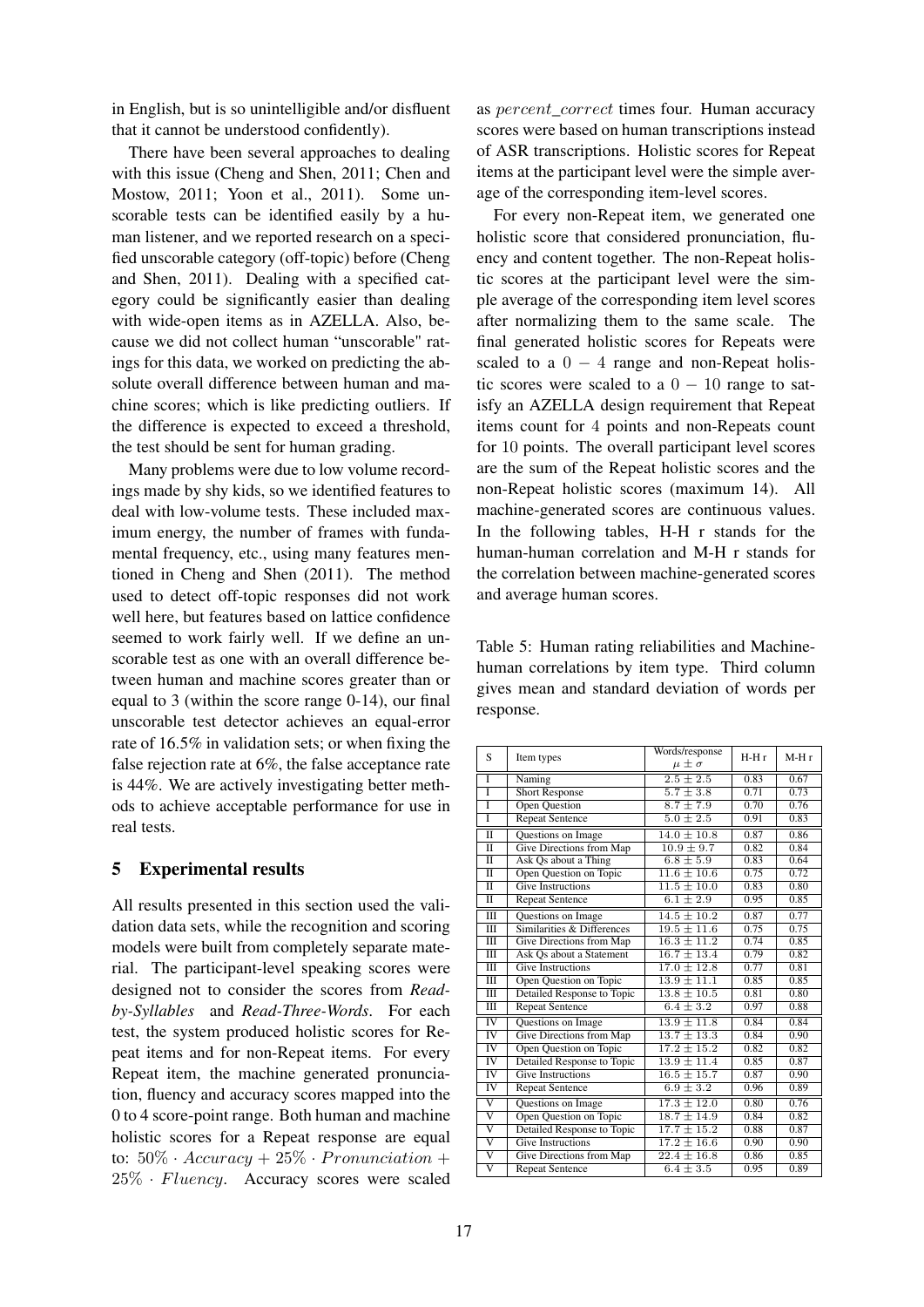in English, but is so unintelligible and/or disfluent that it cannot be understood confidently).

There have been several approaches to dealing with this issue (Cheng and Shen, 2011; Chen and Mostow, 2011; Yoon et al., 2011). Some unscorable tests can be identified easily by a human listener, and we reported research on a specified unscorable category (off-topic) before (Cheng and Shen, 2011). Dealing with a specified category could be significantly easier than dealing with wide-open items as in AZELLA. Also, because we did not collect human "unscorable" ratings for this data, we worked on predicting the absolute overall difference between human and machine scores; which is like predicting outliers. If the difference is expected to exceed a threshold, the test should be sent for human grading.

Many problems were due to low volume recordings made by shy kids, so we identified features to deal with low-volume tests. These included maximum energy, the number of frames with fundamental frequency, etc., using many features mentioned in Cheng and Shen (2011). The method used to detect off-topic responses did not work well here, but features based on lattice confidence seemed to work fairly well. If we define an unscorable test as one with an overall difference between human and machine scores greater than or equal to 3 (within the score range 0-14), our final unscorable test detector achieves an equal-error rate of 16.5% in validation sets; or when fixing the false rejection rate at 6%, the false acceptance rate is 44%. We are actively investigating better methods to achieve acceptable performance for use in real tests.

## 5 Experimental results

All results presented in this section used the validation data sets, while the recognition and scoring models were built from completely separate material. The participant-level speaking scores were designed not to consider the scores from *Read-by-Syllables* and *Read-Three-Words*. For each test, the system produced holistic scores for Repeat items and for non-Repeat items. For every Repeat item, the machine generated pronunciation, fluency and accuracy scores mapped into the 0 to 4 score-point range. Both human and machine holistic scores for a Repeat response are equal to: $50\% \cdot Accuracy + 25\% \cdot Pronunciation + 25\% \cdot Fluency$. Accuracy scores were scaled as $percent\_correct$ times four. Human accuracy scores were based on human transcriptions instead of ASR transcriptions. Holistic scores for Repeat items at the participant level were the simple average of the corresponding item-level scores.

For every non-Repeat item, we generated one holistic score that considered pronunciation, fluency and content together. The non-Repeat holistic scores at the participant level were the simple average of the corresponding item level scores after normalizing them to the same scale. The final generated holistic scores for Repeats were scaled to a $0-4$ range and non-Repeat holistic scores were scaled to a $0-10$ range to satisfy an AZELLA design requirement that Repeat items count for 4 points and non-Repeats count for 10 points. The overall participant level scores are the sum of the Repeat holistic scores and the non-Repeat holistic scores (maximum 14). All machine-generated scores are continuous values. In the following tables, H-H r stands for the human-human correlation and M-H r stands for the correlation between machine-generated scores and average human scores.

Table 5: Human rating reliabilities and Machine-human correlations by item type. Third column gives mean and standard deviation of words per response.

| S | Item types | Words/response $\mu \pm \sigma$ | H-H r | M-H r |
|---|---|---|---|---|
| I | Naming | $2.5 \pm 2.5$ | 0.83 | 0.67 |
| I | Short Response | $5.7 \pm 3.8$ | 0.71 | 0.73 |
| I | Open Question | $8.7 \pm 7.9$ | 0.70 | 0.76 |
| I | Repeat Sentence | $5.0 \pm 2.5$ | 0.91 | 0.83 |
| II | Questions on Image | $14.0 \pm 10.8$ | 0.87 | 0.86 |
| II | Give Directions from Map | $10.9 \pm 9.7$ | 0.82 | 0.84 |
| II | Ask Qs about a Thing | $6.8 \pm 5.9$ | 0.83 | 0.64 |
| II | Open Question on Topic | $11.6 \pm 10.6$ | 0.75 | 0.72 |
| II | Give Instructions | $11.5 \pm 10.0$ | 0.83 | 0.80 |
| II | Repeat Sentence | $6.1 \pm 2.9$ | 0.95 | 0.85 |
| III | Questions on Image | $14.5 \pm 10.2$ | 0.87 | 0.77 |
| III | Similarities & Differences | $19.5 \pm 11.6$ | 0.75 | 0.75 |
| III | Give Directions from Map | $16.3 \pm 11.2$ | 0.74 | 0.85 |
| III | Ask Qs about a Statement | $16.7 \pm 13.4$ | 0.79 | 0.82 |
| III | Give Instructions | $17.0 \pm 12.8$ | 0.77 | 0.81 |
| III | Open Question on Topic | $13.9 \pm 11.1$ | 0.85 | 0.85 |
| III | Detailed Response to Topic | $13.8 \pm 10.5$ | 0.81 | 0.80 |
| III | Repeat Sentence | $6.4 \pm 3.2$ | 0.97 | 0.88 |
| IV | Questions on Image | $13.9 \pm 11.8$ | 0.84 | 0.84 |
| IV | Give Directions from Map | $13.7 \pm 13.3$ | 0.84 | 0.90 |
| IV | Open Question on Topic | $17.2 \pm 15.2$ | 0.82 | 0.82 |
| IV | Detailed Response to Topic | $13.9 \pm 11.4$ | 0.85 | 0.87 |
| IV | Give Instructions | $16.5 \pm 15.7$ | 0.87 | 0.90 |
| IV | Repeat Sentence | $6.9 \pm 3.2$ | 0.96 | 0.89 |
| V | Questions on Image | $17.3 \pm 12.0$ | 0.80 | 0.76 |
| V | Open Question on Topic | $18.7 \pm 14.9$ | 0.84 | 0.82 |
| V | Detailed Response to Topic | $17.7 \pm 15.2$ | 0.88 | 0.87 |
| V | Give Instructions | $17.2 \pm 16.6$ | 0.90 | 0.90 |
| V | Give Directions from Map | $22.4 \pm 16.8$ | 0.86 | 0.85 |
| V | Repeat Sentence | $6.4 \pm 3.5$ | 0.95 | 0.89 |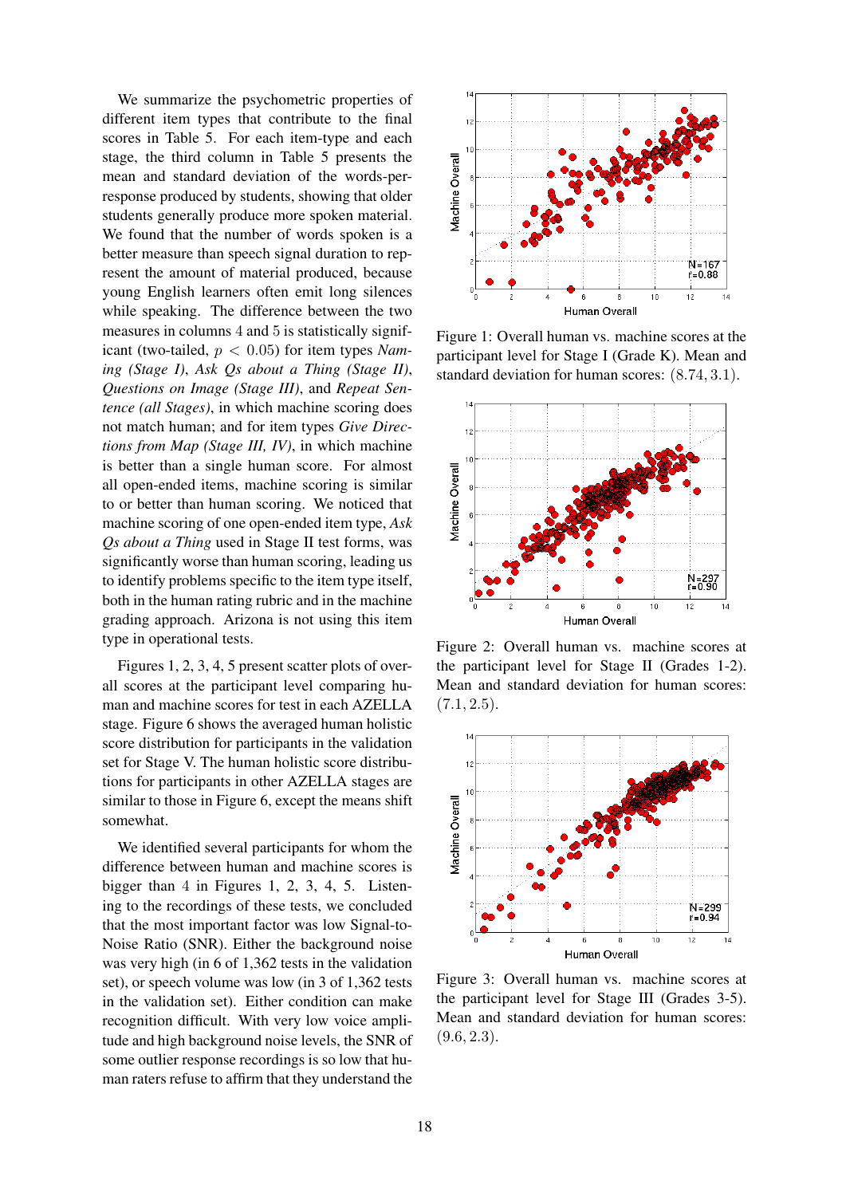We summarize the psychometric properties of different item types that contribute to the final scores in Table 5. For each item-type and each stage, the third column in Table 5 presents the mean and standard deviation of the words-per-response produced by students, showing that older students generally produce more spoken material. We found that the number of words spoken is a better measure than speech signal duration to represent the amount of material produced, because young English learners often emit long silences while speaking. The difference between the two measures in columns 4 and 5 is statistically significant (two-tailed, $p < 0.05$) for item types *Naming (Stage I)*, *Ask Qs about a Thing (Stage II)*, *Questions on Image (Stage III)*, and *Repeat Sentence (all Stages)*, in which machine scoring does not match human; and for item types *Give Directions from Map (Stage III, IV)*, in which machine is better than a single human score. For almost all open-ended items, machine scoring is similar to or better than human scoring. We noticed that machine scoring of one open-ended item type, *Ask Qs about a Thing* used in Stage II test forms, was significantly worse than human scoring, leading us to identify problems specific to the item type itself, both in the human rating rubric and in the machine grading approach. Arizona is not using this item type in operational tests.

Figures 1, 2, 3, 4, 5 present scatter plots of overall scores at the participant level comparing human and machine scores for test in each AZELLA stage. Figure 6 shows the averaged human holistic score distribution for participants in the validation set for Stage V. The human holistic score distributions for participants in other AZELLA stages are similar to those in Figure 6, except the means shift somewhat.

We identified several participants for whom the difference between human and machine scores is bigger than 4 in Figures 1, 2, 3, 4, 5. Listening to the recordings of these tests, we concluded that the most important factor was low Signal-to-Noise Ratio (SNR). Either the background noise was very high (in 6 of 1,362 tests in the validation set), or speech volume was low (in 3 of 1,362 tests in the validation set). Either condition can make recognition difficult. With very low voice amplitude and high background noise levels, the SNR of some outlier response recordings is so low that human raters refuse to affirm that they understand the

Figure 1: Overall human vs. machine scores at the participant level for Stage I (Grade K). Mean and standard deviation for human scores: $(8.74, 3.1)$.

Figure 2: Overall human vs. machine scores at the participant level for Stage II (Grades 1-2). Mean and standard deviation for human scores: $(7.1, 2.5)$.

Figure 3: Overall human vs. machine scores at the participant level for Stage III (Grades 3-5). Mean and standard deviation for human scores: $(9.6, 2.3)$.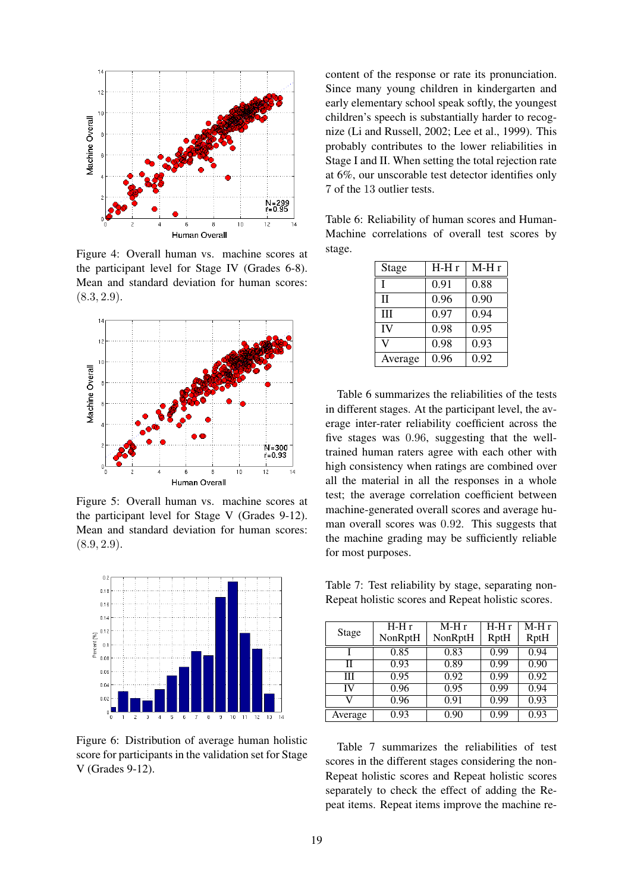Figure 4: Overall human vs. machine scores at the participant level for Stage IV (Grades 6-8). Mean and standard deviation for human scores: $(8.3, 2.9)$.

Figure 5: Overall human vs. machine scores at the participant level for Stage V (Grades 9-12). Mean and standard deviation for human scores: $(8.9, 2.9)$.

Figure 6: Distribution of average human holistic score for participants in the validation set for Stage V (Grades 9-12).

content of the response or rate its pronunciation. Since many young children in kindergarten and early elementary school speak softly, the youngest children's speech is substantially harder to recognize (Li and Russell, 2002; Lee et al., 1999). This probably contributes to the lower reliabilities in Stage I and II. When setting the total rejection rate at 6%, our unscorable test detector identifies only 7 of the 13 outlier tests.

Table 6: Reliability of human scores and Human-Machine correlations of overall test scores by stage.

| Stage | H-H r | M-H r |
|---|---|---|
| I | 0.91 | 0.88 |
| II | 0.96 | 0.90 |
| III | 0.97 | 0.94 |
| IV | 0.98 | 0.95 |
| V | 0.98 | 0.93 |
| Average | 0.96 | 0.92 |

Table 6 summarizes the reliabilities of the tests in different stages. At the participant level, the average inter-rater reliability coefficient across the five stages was $0.96$, suggesting that the well-trained human raters agree with each other with high consistency when ratings are combined over all the material in all the responses in a whole test; the average correlation coefficient between machine-generated overall scores and average human overall scores was $0.92$. This suggests that the machine grading may be sufficiently reliable for most purposes.

Table 7: Test reliability by stage, separating non-Repeat holistic scores and Repeat holistic scores.

| Stage | H-H r NonRptH | M-H r NonRptH | H-H r RptH | M-H r RptH |
|---|---|---|---|---|
| I | 0.85 | 0.83 | 0.99 | 0.94 |
| II | 0.93 | 0.89 | 0.99 | 0.90 |
| III | 0.95 | 0.92 | 0.99 | 0.92 |
| IV | 0.96 | 0.95 | 0.99 | 0.94 |
| V | 0.96 | 0.91 | 0.99 | 0.93 |
| Average | 0.93 | 0.90 | 0.99 | 0.93 |

Table 7 summarizes the reliabilities of test scores in the different stages considering the non-Repeat holistic scores and Repeat holistic scores separately to check the effect of adding the Repeat items. Repeat items improve the machine re-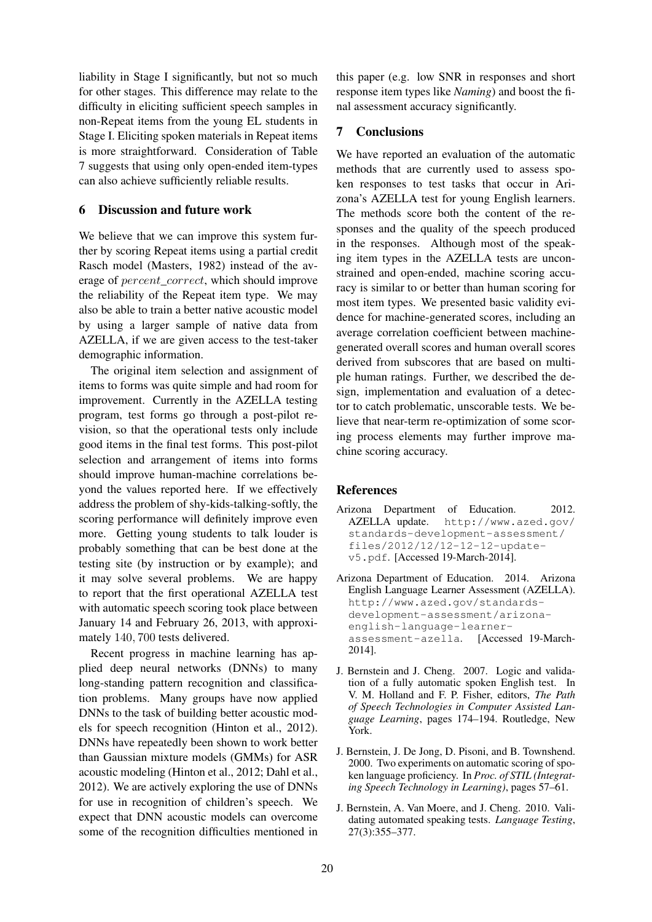liability in Stage I significantly, but not so much for other stages. This difference may relate to the difficulty in eliciting sufficient speech samples in non-Repeat items from the young EL students in Stage I. Eliciting spoken materials in Repeat items is more straightforward. Consideration of Table 7 suggests that using only open-ended item-types can also achieve sufficiently reliable results.

## 6 Discussion and future work

We believe that we can improve this system further by scoring Repeat items using a partial credit Rasch model (Masters, 1982) instead of the average of $percent\_correct$, which should improve the reliability of the Repeat item type. We may also be able to train a better native acoustic model by using a larger sample of native data from AZELLA, if we are given access to the test-taker demographic information.

The original item selection and assignment of items to forms was quite simple and had room for improvement. Currently in the AZELLA testing program, test forms go through a post-pilot revision, so that the operational tests only include good items in the final test forms. This post-pilot selection and arrangement of items into forms should improve human-machine correlations beyond the values reported here. If we effectively address the problem of shy-kids-talking-softly, the scoring performance will definitely improve even more. Getting young students to talk louder is probably something that can be best done at the testing site (by instruction or by example); and it may solve several problems. We are happy to report that the first operational AZELLA test with automatic speech scoring took place between January 14 and February 26, 2013, with approximately $140,700$ tests delivered.

Recent progress in machine learning has applied deep neural networks (DNNs) to many long-standing pattern recognition and classification problems. Many groups have now applied DNNs to the task of building better acoustic models for speech recognition (Hinton et al., 2012). DNNs have repeatedly been shown to work better than Gaussian mixture models (GMMs) for ASR acoustic modeling (Hinton et al., 2012; Dahl et al., 2012). We are actively exploring the use of DNNs for use in recognition of children's speech. We expect that DNN acoustic models can overcome some of the recognition difficulties mentioned in this paper (e.g. low SNR in responses and short response item types like *Naming*) and boost the final assessment accuracy significantly.

## 7 Conclusions

We have reported an evaluation of the automatic methods that are currently used to assess spoken responses to test tasks that occur in Arizona's AZELLA test for young English learners. The methods score both the content of the responses and the quality of the speech produced in the responses. Although most of the speaking item types in the AZELLA tests are unconstrained and open-ended, machine scoring accuracy is similar to or better than human scoring for most item types. We presented basic validity evidence for machine-generated scores, including an average correlation coefficient between machine-generated overall scores and human overall scores derived from subscores that are based on multiple human ratings. Further, we described the design, implementation and evaluation of a detector to catch problematic, unscorable tests. We believe that near-term re-optimization of some scoring process elements may further improve machine scoring accuracy.

## References

Arizona Department of Education. 2012. AZELLA update. http://www.azed.gov/standards-development-assessment/files/2012/12/12-12-12-update-v5.pdf. [Accessed 19-March-2014].

Arizona Department of Education. 2014. Arizona English Language Learner Assessment (AZELLA). http://www.azed.gov/standards-development-assessment/arizona-english-language-learner-assessment-azella. [Accessed 19-March-2014].

J. Bernstein and J. Cheng. 2007. Logic and validation of a fully automatic spoken English test. In V. M. Holland and F. P. Fisher, editors, *The Path of Speech Technologies in Computer Assisted Language Learning*, pages 174–194. Routledge, New York.

J. Bernstein, J. De Jong, D. Pisoni, and B. Townshend. 2000. Two experiments on automatic scoring of spoken language proficiency. In *Proc. of STIL (Integrating Speech Technology in Learning)*, pages 57–61.

J. Bernstein, A. Van Moere, and J. Cheng. 2010. Validating automated speaking tests. *Language Testing*, 27(3):355–377.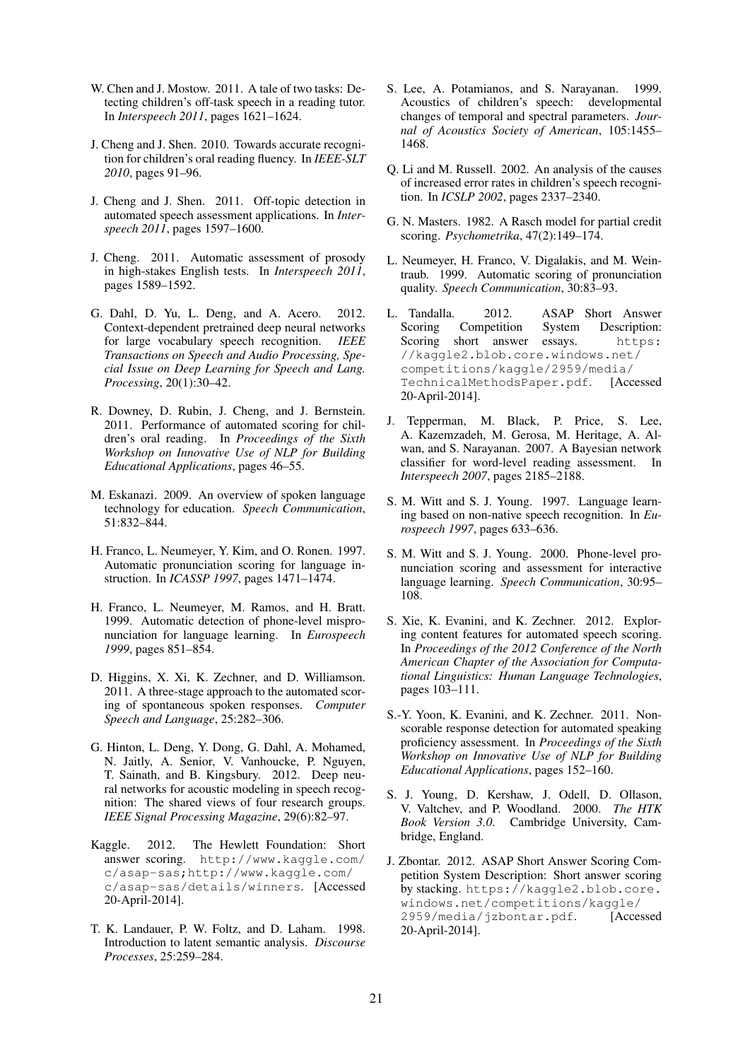W. Chen and J. Mostow. 2011. A tale of two tasks: Detecting children's off-task speech in a reading tutor. In *Interspeech 2011*, pages 1621–1624.

J. Cheng and J. Shen. 2010. Towards accurate recognition for children's oral reading fluency. In *IEEE-SLT 2010*, pages 91–96.

J. Cheng and J. Shen. 2011. Off-topic detection in automated speech assessment applications. In *Interspeech 2011*, pages 1597–1600.

J. Cheng. 2011. Automatic assessment of prosody in high-stakes English tests. In *Interspeech 2011*, pages 1589–1592.

G. Dahl, D. Yu, L. Deng, and A. Acero. 2012. Context-dependent pretrained deep neural networks for large vocabulary speech recognition. *IEEE Transactions on Speech and Audio Processing, Special Issue on Deep Learning for Speech and Lang. Processing*, 20(1):30–42.

R. Downey, D. Rubin, J. Cheng, and J. Bernstein. 2011. Performance of automated scoring for children's oral reading. In *Proceedings of the Sixth Workshop on Innovative Use of NLP for Building Educational Applications*, pages 46–55.

M. Eskanazi. 2009. An overview of spoken language technology for education. *Speech Communication*, 51:832–844.

H. Franco, L. Neumeyer, Y. Kim, and O. Ronen. 1997. Automatic pronunciation scoring for language instruction. In *ICASSP 1997*, pages 1471–1474.

H. Franco, L. Neumeyer, M. Ramos, and H. Bratt. 1999. Automatic detection of phone-level mispronunciation for language learning. In *Eurospeech 1999*, pages 851–854.

D. Higgins, X. Xi, K. Zechner, and D. Williamson. 2011. A three-stage approach to the automated scoring of spontaneous spoken responses. *Computer Speech and Language*, 25:282–306.

G. Hinton, L. Deng, Y. Dong, G. Dahl, A. Mohamed, N. Jaitly, A. Senior, V. Vanhoucke, P. Nguyen, T. Sainath, and B. Kingsbury. 2012. Deep neural networks for acoustic modeling in speech recognition: The shared views of four research groups. *IEEE Signal Processing Magazine*, 29(6):82–97.

Kaggle. 2012. The Hewlett Foundation: Short answer scoring. `http://www.kaggle.com/c/asap-sas;http://www.kaggle.com/c/asap-sas/details/winners`. [Accessed 20-April-2014].

T. K. Landauer, P. W. Foltz, and D. Laham. 1998. Introduction to latent semantic analysis. *Discourse Processes*, 25:259–284.

S. Lee, A. Potamianos, and S. Narayanan. 1999. Acoustics of children's speech: developmental changes of temporal and spectral parameters. *Journal of Acoustics Society of American*, 105:1455–1468.

Q. Li and M. Russell. 2002. An analysis of the causes of increased error rates in children's speech recognition. In *ICSLP 2002*, pages 2337–2340.

G. N. Masters. 1982. A Rasch model for partial credit scoring. *Psychometrika*, 47(2):149–174.

L. Neumeyer, H. Franco, V. Digalakis, and M. Weintraub. 1999. Automatic scoring of pronunciation quality. *Speech Communication*, 30:83–93.

L. Tandalla. 2012. ASAP Short Answer Scoring Competition System Description: Scoring short answer essays. `https://kaggle2.blob.core.windows.net/competitions/kaggle/2959/media/TechnicalMethodsPaper.pdf`. [Accessed 20-April-2014].

J. Tepperman, M. Black, P. Price, S. Lee, A. Kazemzadeh, M. Gerosa, M. Heritage, A. Alwan, and S. Narayanan. 2007. A Bayesian network classifier for word-level reading assessment. In *Interspeech 2007*, pages 2185–2188.

S. M. Witt and S. J. Young. 1997. Language learning based on non-native speech recognition. In *Eurospeech 1997*, pages 633–636.

S. M. Witt and S. J. Young. 2000. Phone-level pronunciation scoring and assessment for interactive language learning. *Speech Communication*, 30:95–108.

S. Xie, K. Evanini, and K. Zechner. 2012. Exploring content features for automated speech scoring. In *Proceedings of the 2012 Conference of the North American Chapter of the Association for Computational Linguistics: Human Language Technologies*, pages 103–111.

S.-Y. Yoon, K. Evanini, and K. Zechner. 2011. Non-scorable response detection for automated speaking proficiency assessment. In *Proceedings of the Sixth Workshop on Innovative Use of NLP for Building Educational Applications*, pages 152–160.

S. J. Young, D. Kershaw, J. Odell, D. Ollason, V. Valtchev, and P. Woodland. 2000. *The HTK Book Version 3.0*. Cambridge University, Cambridge, England.

J. Zbontar. 2012. ASAP Short Answer Scoring Competition System Description: Short answer scoring by stacking. `https://kaggle2.blob.core.windows.net/competitions/kaggle/2959/media/jzbontar.pdf`. [Accessed 20-April-2014].